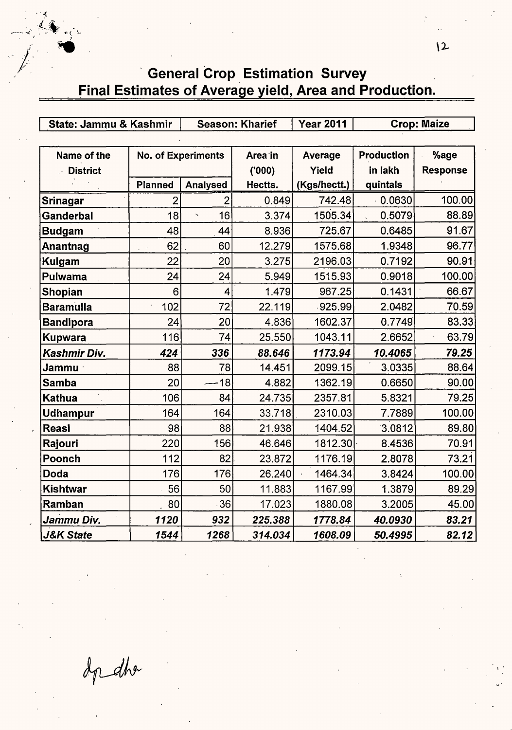# General Crop Estimation Survey

## Final Estimates of Average yield, Area and Production.

| State: Jammu & Kashmir | Season: Kharief | Year 2011 | Crop: Maize |
|---|---|---|---|

| Name of the District | No. of Experiments | | Area in ('000) Hectts. | Average Yield (Kgs/hectt.) | Production in lakh quintals | %age Response |
|---|---|---|---|---|---|---|
| | Planned | Analysed | | | | |
| Srinagar | 2 | 2 | 0.849 | 742.48 | 0.0630 | 100.00 |
| Ganderbal | 18 | 16 | 3.374 | 1505.34 | 0.5079 | 88.89 |
| Budgam | 48 | 44 | 8.936 | 725.67 | 0.6485 | 91.67 |
| Anantnag | 62 | 60 | 12.279 | 1575.68 | 1.9348 | 96.77 |
| Kulgam | 22 | 20 | 3.275 | 2196.03 | 0.7192 | 90.91 |
| Pulwama | 24 | 24 | 5.949 | 1515.93 | 0.9018 | 100.00 |
| Shopian | 6 | 4 | 1.479 | 967.25 | 0.1431 | 66.67 |
| Baramulla | 102 | 72 | 22.119 | 925.99 | 2.0482 | 70.59 |
| Bandipora | 24 | 20 | 4.836 | 1602.37 | 0.7749 | 83.33 |
| Kupwara | 116 | 74 | 25.550 | 1043.11 | 2.6652 | 63.79 |
| ***Kashmir Div.*** | ***424*** | ***336*** | ***88.646*** | ***1173.94*** | ***10.4065*** | ***79.25*** |
| Jammu | 88 | 78 | 14.451 | 2099.15 | 3.0335 | 88.64 |
| Samba | 20 | 18 | 4.882 | 1362.19 | 0.6650 | 90.00 |
| Kathua | 106 | 84 | 24.735 | 2357.81 | 5.8321 | 79.25 |
| Udhampur | 164 | 164 | 33.718 | 2310.03 | 7.7889 | 100.00 |
| Reasi | 98 | 88 | 21.938 | 1404.52 | 3.0812 | 89.80 |
| Rajouri | 220 | 156 | 46.646 | 1812.30 | 8.4536 | 70.91 |
| Poonch | 112 | 82 | 23.872 | 1176.19 | 2.8078 | 73.21 |
| Doda | 176 | 176 | 26.240 | 1464.34 | 3.8424 | 100.00 |
| Kishtwar | 56 | 50 | 11.883 | 1167.99 | 1.3879 | 89.29 |
| Ramban | 80 | 36 | 17.023 | 1880.08 | 3.2005 | 45.00 |
| ***Jammu Div.*** | ***1120*** | ***932*** | ***225.388*** | ***1778.84*** | ***40.0930*** | ***83.21*** |
| ***J&K State*** | ***1544*** | ***1268*** | ***314.034*** | ***1608.09*** | ***50.4995*** | ***82.12*** |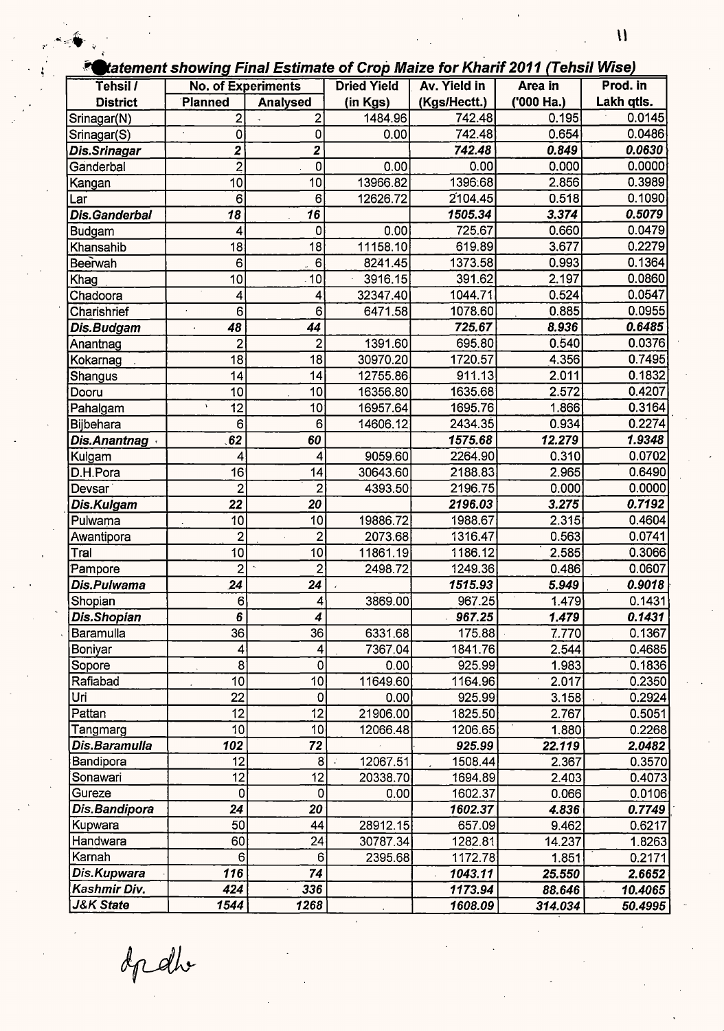## Statement showing Final Estimate of Crop Maize for Kharif 2011 (Tehsil Wise)

| Tehsil / District | No. of Experiments | | Dried Yield (in Kgs) | Av. Yield in (Kgs/Hectt.) | Area in ('000 Ha.) | Prod. in Lakh qtls. |
|---|---|---|---|---|---|---|
| | Planned | Analysed | | | | |
| Srinagar(N) | 2 | 2 | 1484.96 | 742.48 | 0.195 | 0.0145 |
| Srinagar(S) | 0 | 0 | 0.00 | 742.48 | 0.654 | 0.0486 |
| ***Dis.Srinagar*** | ***2*** | ***2*** | | ***742.48*** | ***0.849*** | ***0.0630*** |
| Ganderbal | 2 | 0 | 0.00 | 0.00 | 0.000 | 0.0000 |
| Kangan | 10 | 10 | 13966.82 | 1396.68 | 2.856 | 0.3989 |
| Lar | 6 | 6 | 12626.72 | 2104.45 | 0.518 | 0.1090 |
| ***Dis.Ganderbal*** | ***18*** | ***16*** | | ***1505.34*** | ***3.374*** | ***0.5079*** |
| Budgam | 4 | 0 | 0.00 | 725.67 | 0.660 | 0.0479 |
| Khansahib | 18 | 18 | 11158.10 | 619.89 | 3.677 | 0.2279 |
| Beerwah | 6 | 6 | 8241.45 | 1373.58 | 0.993 | 0.1364 |
| Khag | 10 | 10 | 3916.15 | 391.62 | 2.197 | 0.0860 |
| Chadoora | 4 | 4 | 32347.40 | 1044.71 | 0.524 | 0.0547 |
| Charishrief | 6 | 6 | 6471.58 | 1078.60 | 0.885 | 0.0955 |
| ***Dis.Budgam*** | ***48*** | ***44*** | | ***725.67*** | ***8.936*** | ***0.6485*** |
| Anantnag | 2 | 2 | 1391.60 | 695.80 | 0.540 | 0.0376 |
| Kokarnag | 18 | 18 | 30970.20 | 1720.57 | 4.356 | 0.7495 |
| Shangus | 14 | 14 | 12755.86 | 911.13 | 2.011 | 0.1832 |
| Dooru | 10 | 10 | 16356.80 | 1635.68 | 2.572 | 0.4207 |
| Pahalgam | 12 | 10 | 16957.64 | 1695.76 | 1.866 | 0.3164 |
| Bijbehara | 6 | 6 | 14606.12 | 2434.35 | 0.934 | 0.2274 |
| ***Dis.Anantnag*** | ***62*** | ***60*** | | ***1575.68*** | ***12.279*** | ***1.9348*** |
| Kulgam | 4 | 4 | 9059.60 | 2264.90 | 0.310 | 0.0702 |
| D.H.Pora | 16 | 14 | 30643.60 | 2188.83 | 2.965 | 0.6490 |
| Devsar | 2 | 2 | 4393.50 | 2196.75 | 0.000 | 0.0000 |
| ***Dis.Kulgam*** | ***22*** | ***20*** | | ***2196.03*** | ***3.275*** | ***0.7192*** |
| Pulwama | 10 | 10 | 19886.72 | 1988.67 | 2.315 | 0.4604 |
| Awantipora | 2 | 2 | 2073.68 | 1316.47 | 0.563 | 0.0741 |
| Tral | 10 | 10 | 11861.19 | 1186.12 | 2.585 | 0.3066 |
| Pampore | 2 | 2 | 2498.72 | 1249.36 | 0.486 | 0.0607 |
| ***Dis.Pulwama*** | ***24*** | ***24*** | | ***1515.93*** | ***5.949*** | ***0.9018*** |
| Shopian | 6 | 4 | 3869.00 | 967.25 | 1.479 | 0.1431 |
| ***Dis.Shopian*** | ***6*** | ***4*** | | ***967.25*** | ***1.479*** | ***0.1431*** |
| Baramulla | 36 | 36 | 6331.68 | 175.88 | 7.770 | 0.1367 |
| Boniyar | 4 | 4 | 7367.04 | 1841.76 | 2.544 | 0.4685 |
| Sopore | 8 | 0 | 0.00 | 925.99 | 1.983 | 0.1836 |
| Rafiabad | 10 | 10 | 11649.60 | 1164.96 | 2.017 | 0.2350 |
| Uri | 22 | 0 | 0.00 | 925.99 | 3.158 | 0.2924 |
| Pattan | 12 | 12 | 21906.00 | 1825.50 | 2.767 | 0.5051 |
| Tangmarg | 10 | 10 | 12066.48 | 1206.65 | 1.880 | 0.2268 |
| ***Dis.Baramulla*** | ***102*** | ***72*** | | ***925.99*** | ***22.119*** | ***2.0482*** |
| Bandipora | 12 | 8 | 12067.51 | 1508.44 | 2.367 | 0.3570 |
| Sonawari | 12 | 12 | 20338.70 | 1694.89 | 2.403 | 0.4073 |
| Gureze | 0 | 0 | 0.00 | 1602.37 | 0.066 | 0.0106 |
| ***Dis.Bandipora*** | ***24*** | ***20*** | | ***1602.37*** | ***4.836*** | ***0.7749*** |
| Kupwara | 50 | 44 | 28912.15 | 657.09 | 9.462 | 0.6217 |
| Handwara | 60 | 24 | 30787.34 | 1282.81 | 14.237 | 1.8263 |
| Karnah | 6 | 6 | 2395.68 | 1172.78 | 1.851 | 0.2171 |
| ***Dis.Kupwara*** | ***116*** | ***74*** | | ***1043.11*** | ***25.550*** | ***2.6652*** |
| ***Kashmir Div.*** | ***424*** | ***336*** | | ***1173.94*** | ***88.646*** | ***10.4065*** |
| ***J&K State*** | ***1544*** | ***1268*** | | ***1608.09*** | ***314.034*** | ***50.4995*** |

dpdh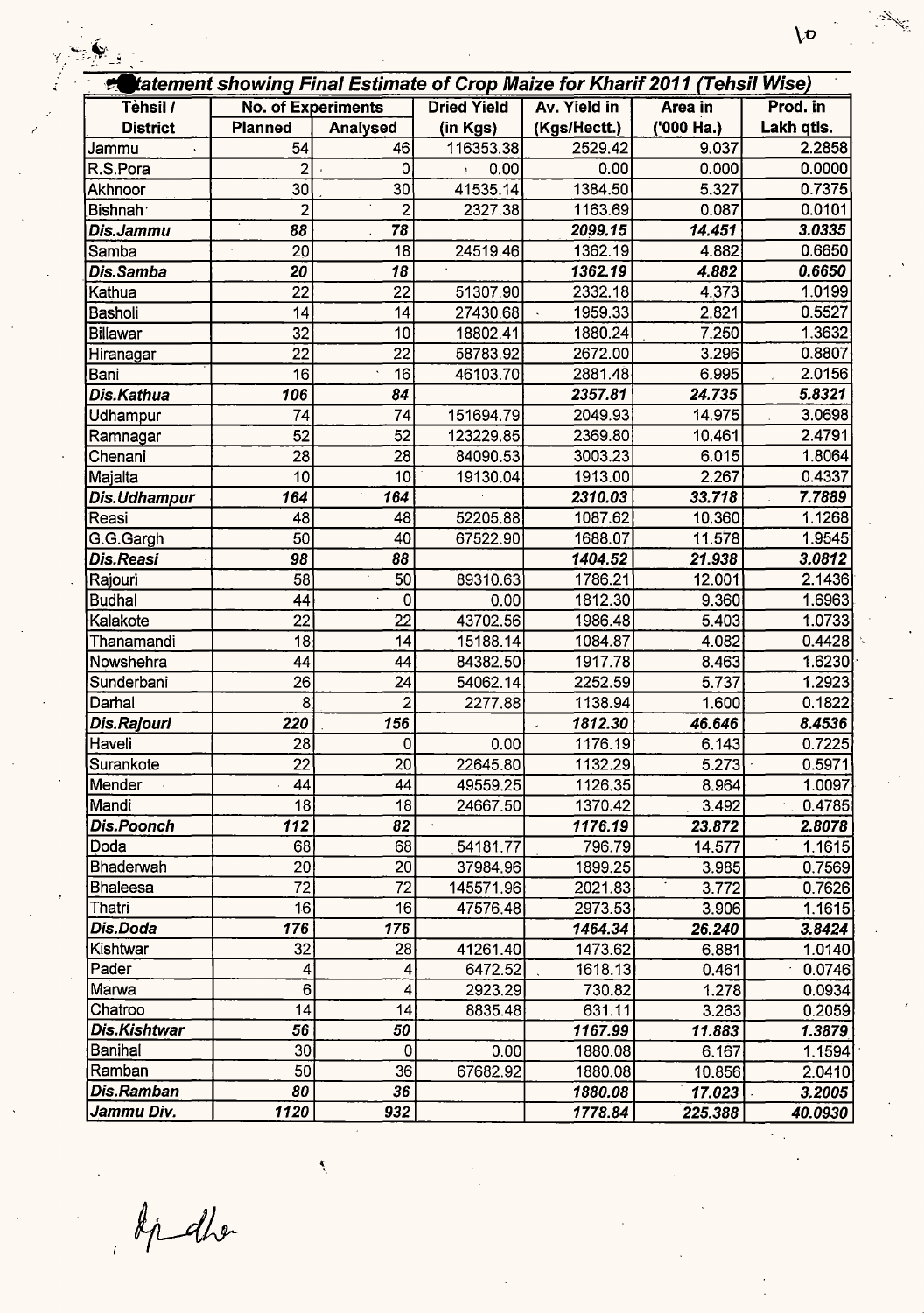## Statement showing Final Estimate of Crop Maize for Kharif 2011 (Tehsil Wise)

| Tehsil / District | No. of Experiments | | Dried Yield (in Kgs) | Av. Yield in (Kgs/Hectt.) | Area in ('000 Ha.) | Prod. in Lakh qtls. |
|---|---|---|---|---|---|---|
| | Planned | Analysed | | | | |
| Jammu | 54 | 46 | 116353.38 | 2529.42 | 9.037 | 2.2858 |
| R.S.Pora | 2 | 0 | 0.00 | 0.00 | 0.000 | 0.0000 |
| Akhnoor | 30 | 30 | 41535.14 | 1384.50 | 5.327 | 0.7375 |
| Bishnah | 2 | 2 | 2327.38 | 1163.69 | 0.087 | 0.0101 |
| ***Dis.Jammu*** | ***88*** | ***78*** | | ***2099.15*** | ***14.451*** | ***3.0335*** |
| Samba | 20 | 18 | 24519.46 | 1362.19 | 4.882 | 0.6650 |
| ***Dis.Samba*** | ***20*** | ***18*** | | ***1362.19*** | ***4.882*** | ***0.6650*** |
| Kathua | 22 | 22 | 51307.90 | 2332.18 | 4.373 | 1.0199 |
| Basholi | 14 | 14 | 27430.68 | 1959.33 | 2.821 | 0.5527 |
| Billawar | 32 | 10 | 18802.41 | 1880.24 | 7.250 | 1.3632 |
| Hiranagar | 22 | 22 | 58783.92 | 2672.00 | 3.296 | 0.8807 |
| Bani | 16 | 16 | 46103.70 | 2881.48 | 6.995 | 2.0156 |
| ***Dis.Kathua*** | ***106*** | ***84*** | | ***2357.81*** | ***24.735*** | ***5.8321*** |
| Udhampur | 74 | 74 | 151694.79 | 2049.93 | 14.975 | 3.0698 |
| Ramnagar | 52 | 52 | 123229.85 | 2369.80 | 10.461 | 2.4791 |
| Chenani | 28 | 28 | 84090.53 | 3003.23 | 6.015 | 1.8064 |
| Majalta | 10 | 10 | 19130.04 | 1913.00 | 2.267 | 0.4337 |
| ***Dis.Udhampur*** | ***164*** | ***164*** | | ***2310.03*** | ***33.718*** | ***7.7889*** |
| Reasi | 48 | 48 | 52205.88 | 1087.62 | 10.360 | 1.1268 |
| G.G.Gargh | 50 | 40 | 67522.90 | 1688.07 | 11.578 | 1.9545 |
| ***Dis.Reasi*** | ***98*** | ***88*** | | ***1404.52*** | ***21.938*** | ***3.0812*** |
| Rajouri | 58 | 50 | 89310.63 | 1786.21 | 12.001 | 2.1436 |
| Budhal | 44 | 0 | 0.00 | 1812.30 | 9.360 | 1.6963 |
| Kalakote | 22 | 22 | 43702.56 | 1986.48 | 5.403 | 1.0733 |
| Thanamandi | 18 | 14 | 15188.14 | 1084.87 | 4.082 | 0.4428 |
| Nowshehra | 44 | 44 | 84382.50 | 1917.78 | 8.463 | 1.6230 |
| Sunderbani | 26 | 24 | 54062.14 | 2252.59 | 5.737 | 1.2923 |
| Darhal | 8 | 2 | 2277.88 | 1138.94 | 1.600 | 0.1822 |
| ***Dis.Rajouri*** | ***220*** | ***156*** | | ***1812.30*** | ***46.646*** | ***8.4536*** |
| Haveli | 28 | 0 | 0.00 | 1176.19 | 6.143 | 0.7225 |
| Surankote | 22 | 20 | 22645.80 | 1132.29 | 5.273 | 0.5971 |
| Mender | 44 | 44 | 49559.25 | 1126.35 | 8.964 | 1.0097 |
| Mandi | 18 | 18 | 24667.50 | 1370.42 | 3.492 | 0.4785 |
| ***Dis.Poonch*** | ***112*** | ***82*** | | ***1176.19*** | ***23.872*** | ***2.8078*** |
| Doda | 68 | 68 | 54181.77 | 796.79 | 14.577 | 1.1615 |
| Bhaderwah | 20 | 20 | 37984.96 | 1899.25 | 3.985 | 0.7569 |
| Bhaleesa | 72 | 72 | 145571.96 | 2021.83 | 3.772 | 0.7626 |
| Thatri | 16 | 16 | 47576.48 | 2973.53 | 3.906 | 1.1615 |
| ***Dis.Doda*** | ***176*** | ***176*** | | ***1464.34*** | ***26.240*** | ***3.8424*** |
| Kishtwar | 32 | 28 | 41261.40 | 1473.62 | 6.881 | 1.0140 |
| Pader | 4 | 4 | 6472.52 | 1618.13 | 0.461 | 0.0746 |
| Marwa | 6 | 4 | 2923.29 | 730.82 | 1.278 | 0.0934 |
| Chatroo | 14 | 14 | 8835.48 | 631.11 | 3.263 | 0.2059 |
| ***Dis.Kishtwar*** | ***56*** | ***50*** | | ***1167.99*** | ***11.883*** | ***1.3879*** |
| Banihal | 30 | 0 | 0.00 | 1880.08 | 6.167 | 1.1594 |
| Ramban | 50 | 36 | 67682.92 | 1880.08 | 10.856 | 2.0410 |
| ***Dis.Ramban*** | ***80*** | ***36*** | | ***1880.08*** | ***17.023*** | ***3.2005*** |
| ***Jammu Div.*** | ***1120*** | ***932*** | | ***1778.84*** | ***225.388*** | ***40.0930*** |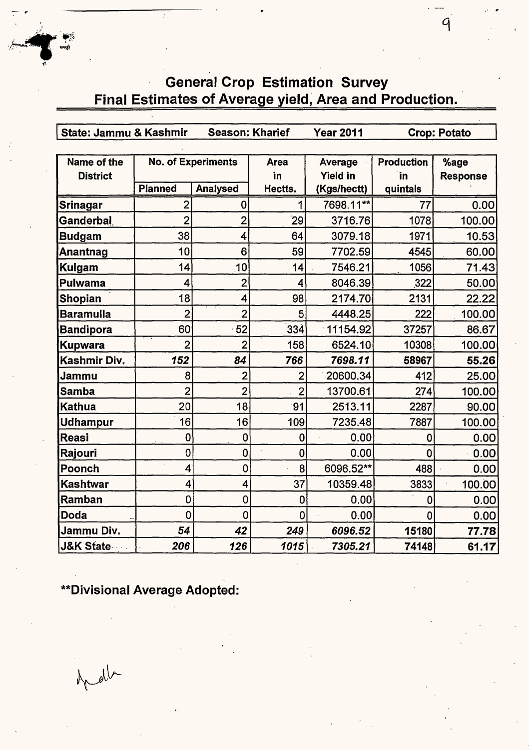# General Crop Estimation Survey

## Final Estimates of Average yield, Area and Production.

**State: Jammu & Kashmir** **Season: Kharief** **Year 2011** **Crop: Potato**

| Name of the District | No. of Experiments | | Area in Hectts. | Average Yield in (Kgs/hectt) | Production in quintals | %age Response |
|---|---|---|---|---|---|---|
| | Planned | Analysed | | | | |
| Srinagar | 2 | 0 | 1 | 7698.11** | 77 | 0.00 |
| Ganderbal | 2 | 2 | 29 | 3716.76 | 1078 | 100.00 |
| Budgam | 38 | 4 | 64 | 3079.18 | 1971 | 10.53 |
| Anantnag | 10 | 6 | 59 | 7702.59 | 4545 | 60.00 |
| Kulgam | 14 | 10 | 14 | 7546.21 | 1056 | 71.43 |
| Pulwama | 4 | 2 | 4 | 8046.39 | 322 | 50.00 |
| Shopian | 18 | 4 | 98 | 2174.70 | 2131 | 22.22 |
| Baramulla | 2 | 2 | 5 | 4448.25 | 222 | 100.00 |
| Bandipora | 60 | 52 | 334 | 11154.92 | 37257 | 86.67 |
| Kupwara | 2 | 2 | 158 | 6524.10 | 10308 | 100.00 |
| **Kashmir Div.** | ***152*** | ***84*** | ***766*** | ***7698.11*** | **58967** | **55.26** |
| Jammu | 8 | 2 | 2 | 20600.34 | 412 | 25.00 |
| Samba | 2 | 2 | 2 | 13700.61 | 274 | 100.00 |
| Kathua | 20 | 18 | 91 | 2513.11 | 2287 | 90.00 |
| Udhampur | 16 | 16 | 109 | 7235.48 | 7887 | 100.00 |
| Reasi | 0 | 0 | 0 | 0.00 | 0 | 0.00 |
| Rajouri | 0 | 0 | 0 | 0.00 | 0 | 0.00 |
| Poonch | 4 | 0 | 8 | 6096.52** | 488 | 0.00 |
| Kashtwar | 4 | 4 | 37 | 10359.48 | 3833 | 100.00 |
| Ramban | 0 | 0 | 0 | 0.00 | 0 | 0.00 |
| Doda | 0 | 0 | 0 | 0.00 | 0 | 0.00 |
| **Jammu Div.** | ***54*** | ***42*** | ***249*** | ***6096.52*** | **15180** | **77.78** |
| **J&K State** | ***206*** | ***126*** | ***1015*** | ***7305.21*** | **74148** | **61.17** |

**\*\*Divisional Average Adopted:**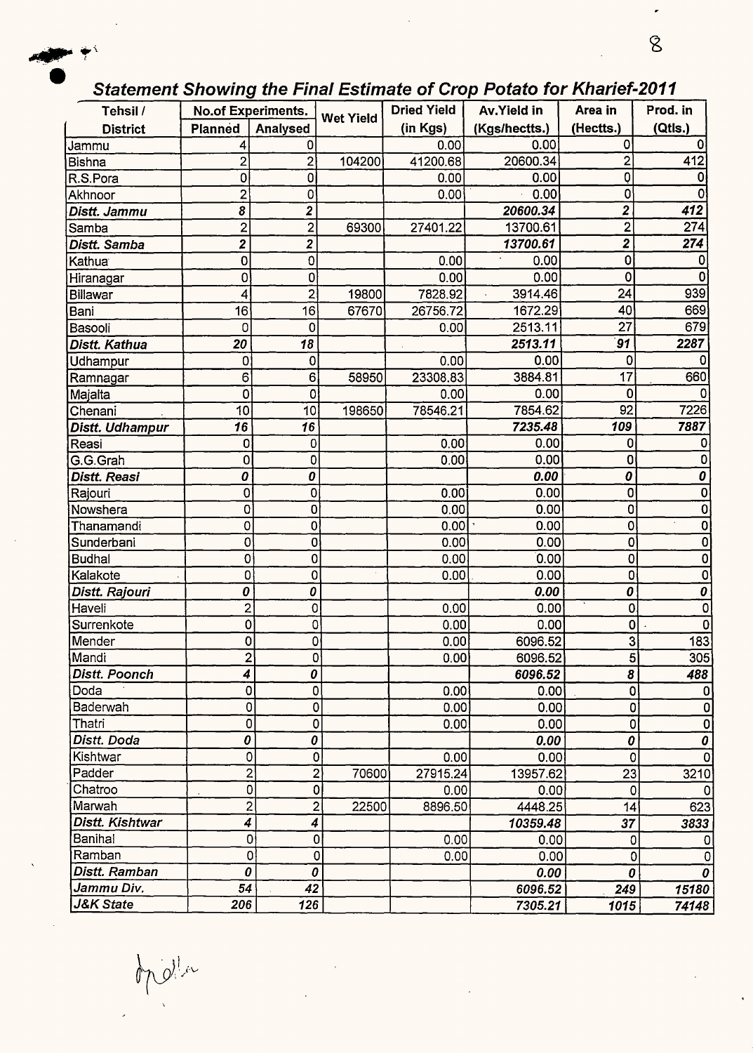## *Statement Showing the Final Estimate of Crop Potato for Kharief-2011*

| Tehsil / District | No.of Experiments. | | Wet Yield | Dried Yield (in Kgs) | Av.Yield in (Kgs/hectts.) | Area in (Hectts.) | Prod. in (Qtls.) |
|---|---|---|---|---|---|---|---|
| | Planned | Analysed | | | | | |
| Jammu | 4 | 0 | | 0.00 | 0.00 | 0 | 0 |
| Bishna | 2 | 2 | 104200 | 41200.68 | 20600.34 | 2 | 412 |
| R.S.Pora | 0 | 0 | | 0.00 | 0.00 | 0 | 0 |
| Akhnoor | 2 | 0 | | 0.00 | 0.00 | 0 | 0 |
| ***Distt. Jammu*** | ***8*** | ***2*** | | | ***20600.34*** | ***2*** | ***412*** |
| Samba | 2 | 2 | 69300 | 27401.22 | 13700.61 | 2 | 274 |
| ***Distt. Samba*** | ***2*** | ***2*** | | | ***13700.61*** | ***2*** | ***274*** |
| Kathua | 0 | 0 | | 0.00 | 0.00 | 0 | 0 |
| Hiranagar | 0 | 0 | | 0.00 | 0.00 | 0 | 0 |
| Billawar | 4 | 2 | 19800 | 7828.92 | 3914.46 | 24 | 939 |
| Bani | 16 | 16 | 67670 | 26756.72 | 1672.29 | 40 | 669 |
| Basooli | 0 | 0 | | 0.00 | 2513.11 | 27 | 679 |
| ***Distt. Kathua*** | ***20*** | ***18*** | | | ***2513.11*** | ***91*** | ***2287*** |
| Udhampur | 0 | 0 | | 0.00 | 0.00 | 0 | 0 |
| Ramnagar | 6 | 6 | 58950 | 23308.83 | 3884.81 | 17 | 660 |
| Majalta | 0 | 0 | | 0.00 | 0.00 | 0 | 0 |
| Chenani | 10 | 10 | 198650 | 78546.21 | 7854.62 | 92 | 7226 |
| ***Distt. Udhampur*** | ***16*** | ***16*** | | | ***7235.48*** | ***109*** | ***7887*** |
| Reasi | 0 | 0 | | 0.00 | 0.00 | 0 | 0 |
| G.G.Grah | 0 | 0 | | 0.00 | 0.00 | 0 | 0 |
| ***Distt. Reasi*** | ***0*** | ***0*** | | | ***0.00*** | ***0*** | ***0*** |
| Rajouri | 0 | 0 | | 0.00 | 0.00 | 0 | 0 |
| Nowshera | 0 | 0 | | 0.00 | 0.00 | 0 | 0 |
| Thanamandi | 0 | 0 | | 0.00 | 0.00 | 0 | 0 |
| Sunderbani | 0 | 0 | | 0.00 | 0.00 | 0 | 0 |
| Budhal | 0 | 0 | | 0.00 | 0.00 | 0 | 0 |
| Kalakote | 0 | 0 | | 0.00 | 0.00 | 0 | 0 |
| ***Distt. Rajouri*** | ***0*** | ***0*** | | | ***0.00*** | ***0*** | ***0*** |
| Haveli | 2 | 0 | | 0.00 | 0.00 | 0 | 0 |
| Surrenkote | 0 | 0 | | 0.00 | 0.00 | 0 | 0 |
| Mender | 0 | 0 | | 0.00 | 6096.52 | 3 | 183 |
| Mandi | 2 | 0 | | 0.00 | 6096.52 | 5 | 305 |
| ***Distt. Poonch*** | ***4*** | ***0*** | | | ***6096.52*** | ***8*** | ***488*** |
| Doda | 0 | 0 | | 0.00 | 0.00 | 0 | 0 |
| Baderwah | 0 | 0 | | 0.00 | 0.00 | 0 | 0 |
| Thatri | 0 | 0 | | 0.00 | 0.00 | 0 | 0 |
| ***Distt. Doda*** | ***0*** | ***0*** | | | ***0.00*** | ***0*** | ***0*** |
| Kishtwar | 0 | 0 | | 0.00 | 0.00 | 0 | 0 |
| Padder | 2 | 2 | 70600 | 27915.24 | 13957.62 | 23 | 3210 |
| Chatroo | 0 | 0 | | 0.00 | 0.00 | 0 | 0 |
| Marwah | 2 | 2 | 22500 | 8896.50 | 4448.25 | 14 | 623 |
| ***Distt. Kishtwar*** | ***4*** | ***4*** | | | ***10359.48*** | ***37*** | ***3833*** |
| Banihal | 0 | 0 | | 0.00 | 0.00 | 0 | 0 |
| Ramban | 0 | 0 | | 0.00 | 0.00 | 0 | 0 |
| ***Distt. Ramban*** | ***0*** | ***0*** | | | ***0.00*** | ***0*** | ***0*** |
| ***Jammu Div.*** | ***54*** | ***42*** | | | ***6096.52*** | ***249*** | ***15180*** |
| ***J&K State*** | ***206*** | ***126*** | | | ***7305.21*** | ***1015*** | ***74148*** |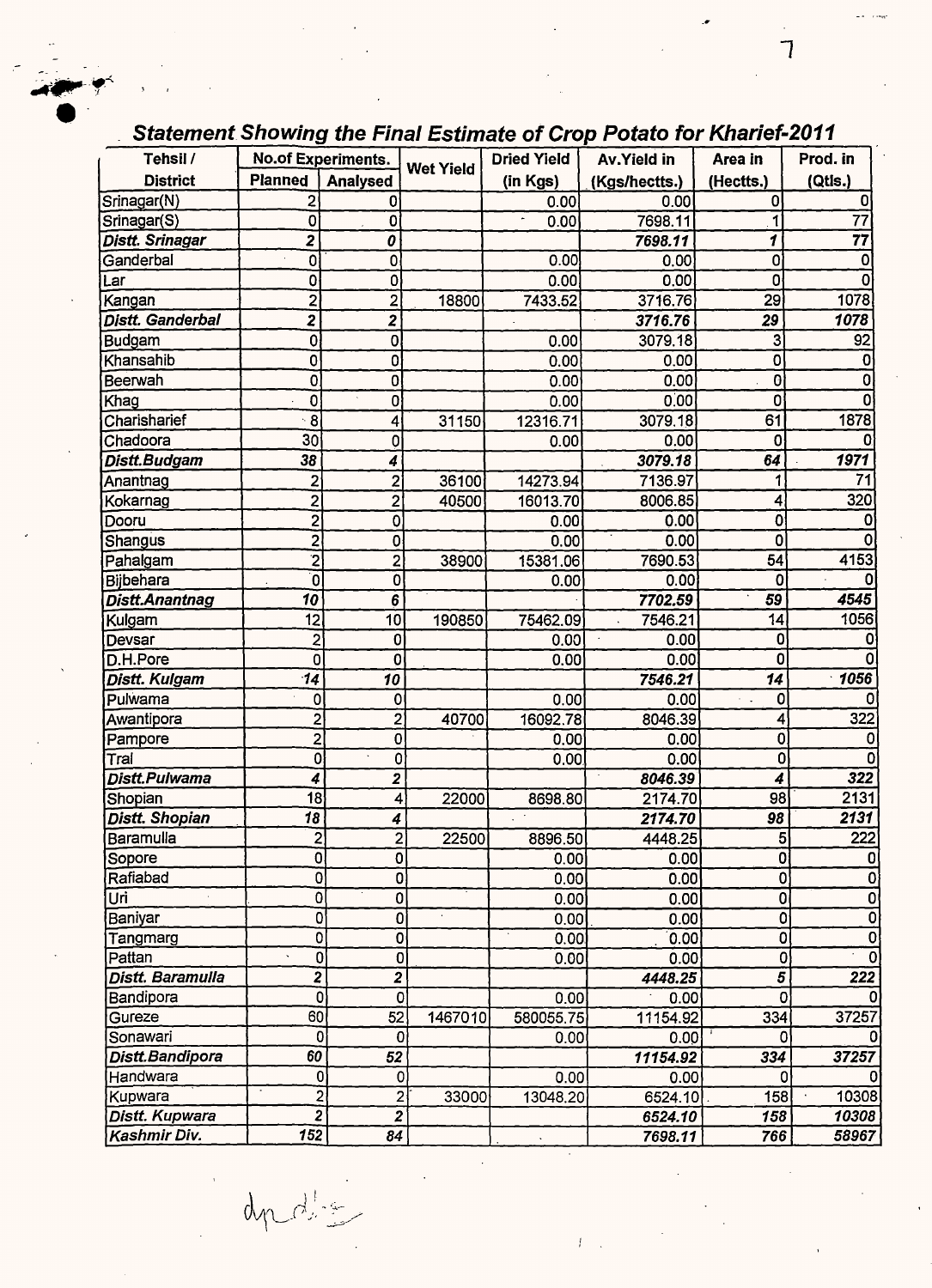## *Statement Showing the Final Estimate of Crop Potato for Kharief-2011*

| Tehsil / District | No.of Experiments. | | Wet Yield | Dried Yield (in Kgs) | Av.Yield in (Kgs/hectts.) | Area in (Hectts.) | Prod. in (Qtls.) |
|---|---|---|---|---|---|---|---|
| | Planned | Analysed | | | | | |
| Srinagar(N) | 2 | 0 | | 0.00 | 0.00 | 0 | 0 |
| Srinagar(S) | 0 | 0 | | 0.00 | 7698.11 | 1 | 77 |
| ***Distt. Srinagar*** | ***2*** | ***0*** | | | ***7698.11*** | ***1*** | ***77*** |
| Ganderbal | 0 | 0 | | 0.00 | 0.00 | 0 | 0 |
| Lar | 0 | 0 | | 0.00 | 0.00 | 0 | 0 |
| Kangan | 2 | 2 | 18800 | 7433.52 | 3716.76 | 29 | 1078 |
| ***Distt. Ganderbal*** | ***2*** | ***2*** | | | ***3716.76*** | ***29*** | ***1078*** |
| Budgam | 0 | 0 | | 0.00 | 3079.18 | 3 | 92 |
| Khansahib | 0 | 0 | | 0.00 | 0.00 | 0 | 0 |
| Beerwah | 0 | 0 | | 0.00 | 0.00 | 0 | 0 |
| Khag | 0 | 0 | | 0.00 | 0.00 | 0 | 0 |
| Charisharief | 8 | 4 | 31150 | 12316.71 | 3079.18 | 61 | 1878 |
| Chadoora | 30 | 0 | | 0.00 | 0.00 | 0 | 0 |
| ***Distt.Budgam*** | ***38*** | ***4*** | | | ***3079.18*** | ***64*** | ***1971*** |
| Anantnag | 2 | 2 | 36100 | 14273.94 | 7136.97 | 1 | 71 |
| Kokarnag | 2 | 2 | 40500 | 16013.70 | 8006.85 | 4 | 320 |
| Dooru | 2 | 0 | | 0.00 | 0.00 | 0 | 0 |
| Shangus | 2 | 0 | | 0.00 | 0.00 | 0 | 0 |
| Pahalgam | 2 | 2 | 38900 | 15381.06 | 7690.53 | 54 | 4153 |
| Bijbehara | 0 | 0 | | 0.00 | 0.00 | 0 | 0 |
| ***Distt.Anantnag*** | ***10*** | ***6*** | | | ***7702.59*** | ***59*** | ***4545*** |
| Kulgam | 12 | 10 | 190850 | 75462.09 | 7546.21 | 14 | 1056 |
| Devsar | 2 | 0 | | 0.00 | 0.00 | 0 | 0 |
| D.H.Pore | 0 | 0 | | 0.00 | 0.00 | 0 | 0 |
| ***Distt. Kulgam*** | ***14*** | ***10*** | | | ***7546.21*** | ***14*** | ***1056*** |
| Pulwama | 0 | 0 | | 0.00 | 0.00 | 0 | 0 |
| Awantipora | 2 | 2 | 40700 | 16092.78 | 8046.39 | 4 | 322 |
| Pampore | 2 | 0 | | 0.00 | 0.00 | 0 | 0 |
| Tral | 0 | 0 | | 0.00 | 0.00 | 0 | 0 |
| ***Distt.Pulwama*** | ***4*** | ***2*** | | | ***8046.39*** | ***4*** | ***322*** |
| Shopian | 18 | 4 | 22000 | 8698.80 | 2174.70 | 98 | 2131 |
| ***Distt. Shopian*** | ***18*** | ***4*** | | | ***2174.70*** | ***98*** | ***2131*** |
| Baramulla | 2 | 2 | 22500 | 8896.50 | 4448.25 | 5 | 222 |
| Sopore | 0 | 0 | | 0.00 | 0.00 | 0 | 0 |
| Rafiabad | 0 | 0 | | 0.00 | 0.00 | 0 | 0 |
| Uri | 0 | 0 | | 0.00 | 0.00 | 0 | 0 |
| Baniyar | 0 | 0 | | 0.00 | 0.00 | 0 | 0 |
| Tangmarg | 0 | 0 | | 0.00 | 0.00 | 0 | 0 |
| Pattan | 0 | 0 | | 0.00 | 0.00 | 0 | 0 |
| ***Distt. Baramulla*** | ***2*** | ***2*** | | | ***4448.25*** | ***5*** | ***222*** |
| Bandipora | 0 | 0 | | 0.00 | 0.00 | 0 | 0 |
| Gureze | 60 | 52 | 1467010 | 580055.75 | 11154.92 | 334 | 37257 |
| Sonawari | 0 | 0 | | 0.00 | 0.00 | 0 | 0 |
| ***Distt.Bandipora*** | ***60*** | ***52*** | | | ***11154.92*** | ***334*** | ***37257*** |
| Handwara | 0 | 0 | | 0.00 | 0.00 | 0 | 0 |
| Kupwara | 2 | 2 | 33000 | 13048.20 | 6524.10 | 158 | 10308 |
| ***Distt. Kupwara*** | ***2*** | ***2*** | | | ***6524.10*** | ***158*** | ***10308*** |
| ***Kashmir Div.*** | ***152*** | ***84*** | | | ***7698.11*** | ***766*** | ***58967*** |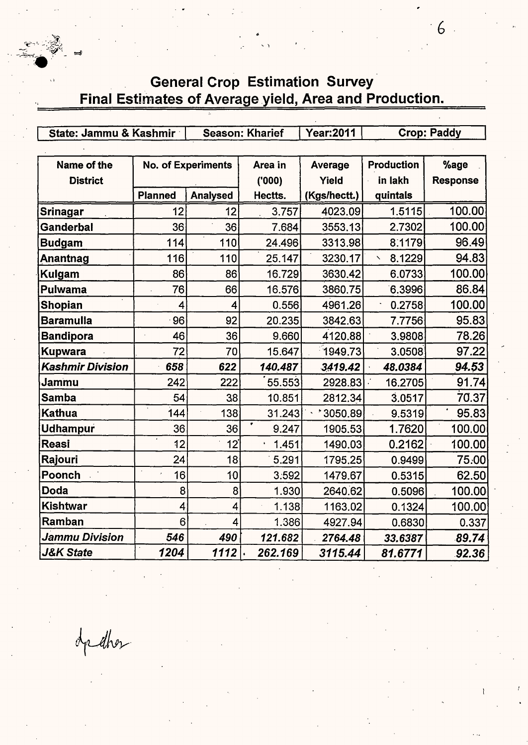# General Crop Estimation Survey
## Final Estimates of Average yield, Area and Production.

| State: Jammu & Kashmir | Season: Kharief | Year:2011 | Crop: Paddy |
|---|---|---|---|

| Name of the District | No. of Experiments | | Area in ('000) Hectts. | Average Yield (Kgs/hectt.) | Production in lakh quintals | %age Response |
|---|---|---|---|---|---|---|
| | Planned | Analysed | | | | |
| Srinagar | 12 | 12 | 3.757 | 4023.09 | 1.5115 | 100.00 |
| Ganderbal | 36 | 36 | 7.684 | 3553.13 | 2.7302 | 100.00 |
| Budgam | 114 | 110 | 24.496 | 3313.98 | 8.1179 | 96.49 |
| Anantnag | 116 | 110 | 25.147 | 3230.17 | 8.1229 | 94.83 |
| Kulgam | 86 | 86 | 16.729 | 3630.42 | 6.0733 | 100.00 |
| Pulwama | 76 | 66 | 16.576 | 3860.75 | 6.3996 | 86.84 |
| Shopian | 4 | 4 | 0.556 | 4961.26 | 0.2758 | 100.00 |
| Baramulla | 96 | 92 | 20.235 | 3842.63 | 7.7756 | 95.83 |
| Bandipora | 46 | 36 | 9.660 | 4120.88 | 3.9808 | 78.26 |
| Kupwara | 72 | 70 | 15.647 | 1949.73 | 3.0508 | 97.22 |
| ***Kashmir Division*** | ***658*** | ***622*** | ***140.487*** | ***3419.42*** | ***48.0384*** | ***94.53*** |
| Jammu | 242 | 222 | 55.553 | 2928.83 | 16.2705 | 91.74 |
| Samba | 54 | 38 | 10.851 | 2812.34 | 3.0517 | 70.37 |
| Kathua | 144 | 138 | 31.243 | 3050.89 | 9.5319 | 95.83 |
| Udhampur | 36 | 36 | 9.247 | 1905.53 | 1.7620 | 100.00 |
| Reasi | 12 | 12 | 1.451 | 1490.03 | 0.2162 | 100.00 |
| Rajouri | 24 | 18 | 5.291 | 1795.25 | 0.9499 | 75.00 |
| Poonch | 16 | 10 | 3.592 | 1479.67 | 0.5315 | 62.50 |
| Doda | 8 | 8 | 1.930 | 2640.62 | 0.5096 | 100.00 |
| Kishtwar | 4 | 4 | 1.138 | 1163.02 | 0.1324 | 100.00 |
| Ramban | 6 | 4 | 1.386 | 4927.94 | 0.6830 | 0.337 |
| ***Jammu Division*** | ***546*** | ***490*** | ***121.682*** | ***2764.48*** | ***33.6387*** | ***89.74*** |
| ***J&K State*** | ***1204*** | ***1112*** | ***262.169*** | ***3115.44*** | ***81.6771*** | ***92.36*** |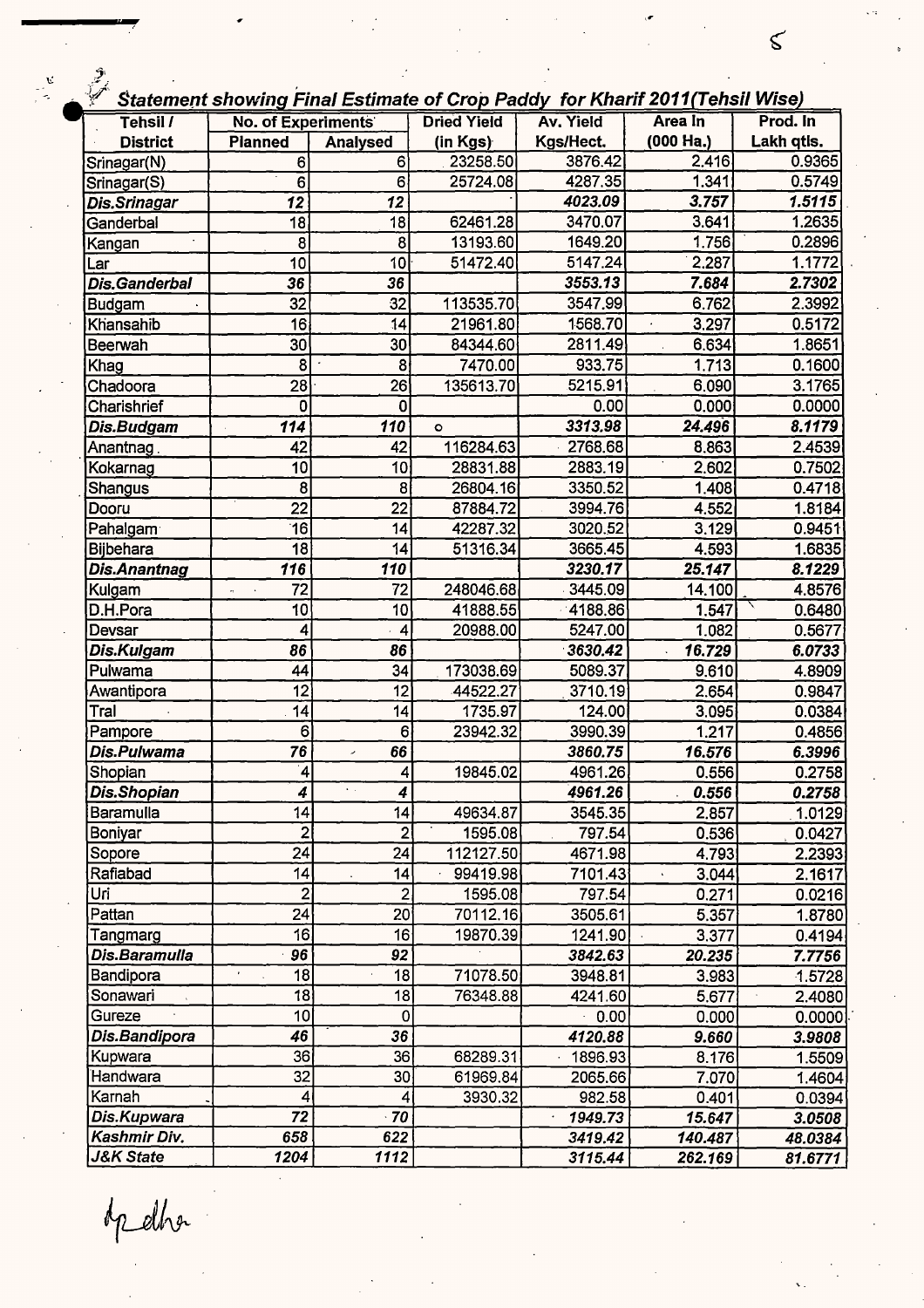## Statement showing Final Estimate of Crop Paddy for Kharif 2011(Tehsil Wise)

| Tehsil / District | No. of Experiments | | Dried Yield (in Kgs) | Av. Yield Kgs/Hect. | Area In (000 Ha.) | Prod. In Lakh qtls. |
|---|---|---|---|---|---|---|
| | Planned | Analysed | | | | |
| Srinagar(N) | 6 | 6 | 23258.50 | 3876.42 | 2.416 | 0.9365 |
| Srinagar(S) | 6 | 6 | 25724.08 | 4287.35 | 1.341 | 0.5749 |
| ***Dis.Srinagar*** | ***12*** | ***12*** | | ***4023.09*** | ***3.757*** | ***1.5115*** |
| Ganderbal | 18 | 18 | 62461.28 | 3470.07 | 3.641 | 1.2635 |
| Kangan | 8 | 8 | 13193.60 | 1649.20 | 1.756 | 0.2896 |
| Lar | 10 | 10 | 51472.40 | 5147.24 | 2.287 | 1.1772 |
| ***Dis.Ganderbal*** | ***36*** | ***36*** | | ***3553.13*** | ***7.684*** | ***2.7302*** |
| Budgam | 32 | 32 | 113535.70 | 3547.99 | 6.762 | 2.3992 |
| Khansahib | 16 | 14 | 21961.80 | 1568.70 | 3.297 | 0.5172 |
| Beerwah | 30 | 30 | 84344.60 | 2811.49 | 6.634 | 1.8651 |
| Khag | 8 | 8 | 7470.00 | 933.75 | 1.713 | 0.1600 |
| Chadoora | 28 | 26 | 135613.70 | 5215.91 | 6.090 | 3.1765 |
| Charishrief | 0 | 0 | | 0.00 | 0.000 | 0.0000 |
| ***Dis.Budgam*** | ***114*** | ***110*** | o | ***3313.98*** | ***24.496*** | ***8.1179*** |
| Anantnag | 42 | 42 | 116284.63 | 2768.68 | 8.863 | 2.4539 |
| Kokarnag | 10 | 10 | 28831.88 | 2883.19 | 2.602 | 0.7502 |
| Shangus | 8 | 8 | 26804.16 | 3350.52 | 1.408 | 0.4718 |
| Dooru | 22 | 22 | 87884.72 | 3994.76 | 4.552 | 1.8184 |
| Pahalgam | 16 | 14 | 42287.32 | 3020.52 | 3.129 | 0.9451 |
| Bijbehara | 18 | 14 | 51316.34 | 3665.45 | 4.593 | 1.6835 |
| ***Dis.Anantnag*** | ***116*** | ***110*** | | ***3230.17*** | ***25.147*** | ***8.1229*** |
| Kulgam | 72 | 72 | 248046.68 | 3445.09 | 14.100 | 4.8576 |
| D.H.Pora | 10 | 10 | 41888.55 | 4188.86 | 1.547 | 0.6480 |
| Devsar | 4 | 4 | 20988.00 | 5247.00 | 1.082 | 0.5677 |
| ***Dis.Kulgam*** | ***86*** | ***86*** | | ***3630.42*** | ***16.729*** | ***6.0733*** |
| Pulwama | 44 | 34 | 173038.69 | 5089.37 | 9.610 | 4.8909 |
| Awantipora | 12 | 12 | 44522.27 | 3710.19 | 2.654 | 0.9847 |
| Tral | 14 | 14 | 1735.97 | 124.00 | 3.095 | 0.0384 |
| Pampore | 6 | 6 | 23942.32 | 3990.39 | 1.217 | 0.4856 |
| ***Dis.Pulwama*** | ***76*** | ***66*** | | ***3860.75*** | ***16.576*** | ***6.3996*** |
| Shopian | 4 | 4 | 19845.02 | 4961.26 | 0.556 | 0.2758 |
| ***Dis.Shopian*** | ***4*** | ***4*** | | ***4961.26*** | ***0.556*** | ***0.2758*** |
| Baramulla | 14 | 14 | 49634.87 | 3545.35 | 2.857 | 1.0129 |
| Boniyar | 2 | 2 | 1595.08 | 797.54 | 0.536 | 0.0427 |
| Sopore | 24 | 24 | 112127.50 | 4671.98 | 4.793 | 2.2393 |
| Rafiabad | 14 | 14 | 99419.98 | 7101.43 | 3.044 | 2.1617 |
| Uri | 2 | 2 | 1595.08 | 797.54 | 0.271 | 0.0216 |
| Pattan | 24 | 20 | 70112.16 | 3505.61 | 5.357 | 1.8780 |
| Tangmarg | 16 | 16 | 19870.39 | 1241.90 | 3.377 | 0.4194 |
| ***Dis.Baramulla*** | ***96*** | ***92*** | | ***3842.63*** | ***20.235*** | ***7.7756*** |
| Bandipora | 18 | 18 | 71078.50 | 3948.81 | 3.983 | 1.5728 |
| Sonawari | 18 | 18 | 76348.88 | 4241.60 | 5.677 | 2.4080 |
| Gureze | 10 | 0 | | 0.00 | 0.000 | 0.0000 |
| ***Dis.Bandipora*** | ***46*** | ***36*** | | ***4120.88*** | ***9.660*** | ***3.9808*** |
| Kupwara | 36 | 36 | 68289.31 | 1896.93 | 8.176 | 1.5509 |
| Handwara | 32 | 30 | 61969.84 | 2065.66 | 7.070 | 1.4604 |
| Karnah | 4 | 4 | 3930.32 | 982.58 | 0.401 | 0.0394 |
| ***Dis.Kupwara*** | ***72*** | ***70*** | | ***1949.73*** | ***15.647*** | ***3.0508*** |
| ***Kashmir Div.*** | ***658*** | ***622*** | | ***3419.42*** | ***140.487*** | ***48.0384*** |
| ***J&K State*** | ***1204*** | ***1112*** | | ***3115.44*** | ***262.169*** | ***81.6771*** |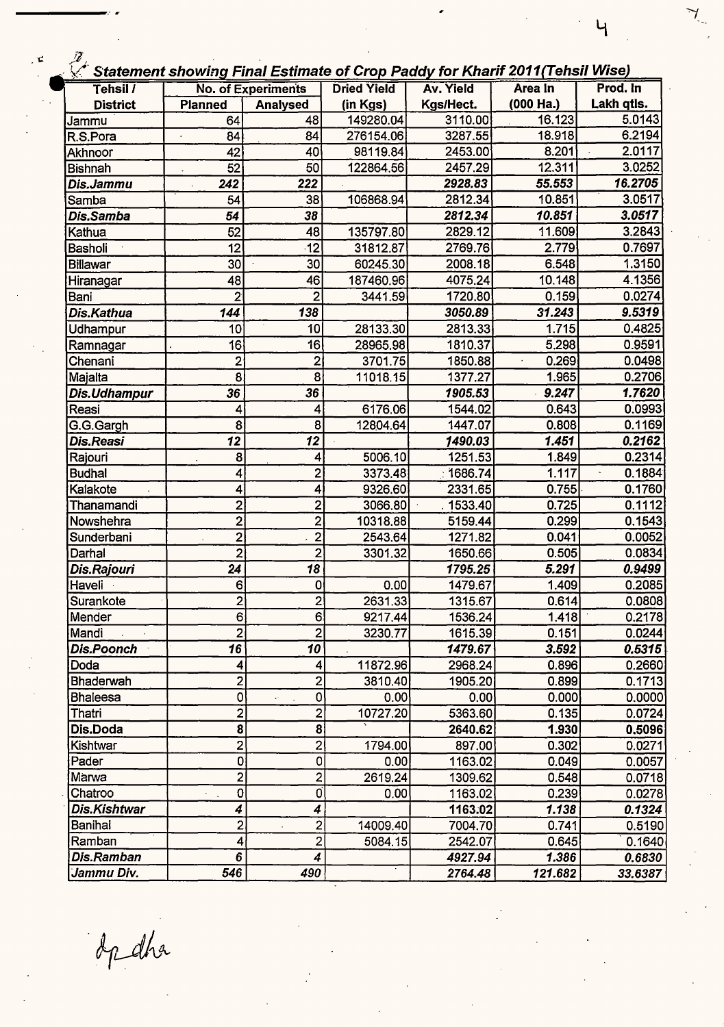## Statement showing Final Estimate of Crop Paddy for Kharif 2011(Tehsil Wise)

| Tehsil / District | No. of Experiments | | Dried Yield (in Kgs) | Av. Yield Kgs/Hect. | Area In (000 Ha.) | Prod. In Lakh qtls. |
|---|---|---|---|---|---|---|
| | Planned | Analysed | | | | |
| Jammu | 64 | 48 | 149280.04 | 3110.00 | 16.123 | 5.0143 |
| R.S.Pora | 84 | 84 | 276154.06 | 3287.55 | 18.918 | 6.2194 |
| Akhnoor | 42 | 40 | 98119.84 | 2453.00 | 8.201 | 2.0117 |
| Bishnah | 52 | 50 | 122864.56 | 2457.29 | 12.311 | 3.0252 |
| ***Dis.Jammu*** | ***242*** | ***222*** | | ***2928.83*** | ***55.553*** | ***16.2705*** |
| Samba | 54 | 38 | 106868.94 | 2812.34 | 10.851 | 3.0517 |
| ***Dis.Samba*** | ***54*** | ***38*** | | ***2812.34*** | ***10.851*** | ***3.0517*** |
| Kathua | 52 | 48 | 135797.80 | 2829.12 | 11.609 | 3.2843 |
| Basholi | 12 | 12 | 31812.87 | 2769.76 | 2.779 | 0.7697 |
| Billawar | 30 | 30 | 60245.30 | 2008.18 | 6.548 | 1.3150 |
| Hiranagar | 48 | 46 | 187460.96 | 4075.24 | 10.148 | 4.1356 |
| Bani | 2 | 2 | 3441.59 | 1720.80 | 0.159 | 0.0274 |
| ***Dis.Kathua*** | ***144*** | ***138*** | | ***3050.89*** | ***31.243*** | ***9.5319*** |
| Udhampur | 10 | 10 | 28133.30 | 2813.33 | 1.715 | 0.4825 |
| Ramnagar | 16 | 16 | 28965.98 | 1810.37 | 5.298 | 0.9591 |
| Chenani | 2 | 2 | 3701.75 | 1850.88 | 0.269 | 0.0498 |
| Majalta | 8 | 8 | 11018.15 | 1377.27 | 1.965 | 0.2706 |
| ***Dis.Udhampur*** | ***36*** | ***36*** | | ***1905.53*** | ***9.247*** | ***1.7620*** |
| Reasi | 4 | 4 | 6176.06 | 1544.02 | 0.643 | 0.0993 |
| G.G.Gargh | 8 | 8 | 12804.64 | 1447.07 | 0.808 | 0.1169 |
| ***Dis.Reasi*** | ***12*** | ***12*** | | ***1490.03*** | ***1.451*** | ***0.2162*** |
| Rajouri | 8 | 4 | 5006.10 | 1251.53 | 1.849 | 0.2314 |
| Budhal | 4 | 2 | 3373.48 | 1686.74 | 1.117 | 0.1884 |
| Kalakote | 4 | 4 | 9326.60 | 2331.65 | 0.755 | 0.1760 |
| Thanamandi | 2 | 2 | 3066.80 | 1533.40 | 0.725 | 0.1112 |
| Nowshehra | 2 | 2 | 10318.88 | 5159.44 | 0.299 | 0.1543 |
| Sunderbani | 2 | 2 | 2543.64 | 1271.82 | 0.041 | 0.0052 |
| Darhal | 2 | 2 | 3301.32 | 1650.66 | 0.505 | 0.0834 |
| ***Dis.Rajouri*** | ***24*** | ***18*** | | ***1795.25*** | ***5.291*** | ***0.9499*** |
| Haveli | 6 | 0 | 0.00 | 1479.67 | 1.409 | 0.2085 |
| Surankote | 2 | 2 | 2631.33 | 1315.67 | 0.614 | 0.0808 |
| Mender | 6 | 6 | 9217.44 | 1536.24 | 1.418 | 0.2178 |
| Mandi | 2 | 2 | 3230.77 | 1615.39 | 0.151 | 0.0244 |
| ***Dis.Poonch*** | ***16*** | ***10*** | | ***1479.67*** | ***3.592*** | ***0.5315*** |
| Doda | 4 | 4 | 11872.96 | 2968.24 | 0.896 | 0.2660 |
| Bhaderwah | 2 | 2 | 3810.40 | 1905.20 | 0.899 | 0.1713 |
| Bhaleesa | 0 | 0 | 0.00 | 0.00 | 0.000 | 0.0000 |
| Thatri | 2 | 2 | 10727.20 | 5363.60 | 0.135 | 0.0724 |
| **Dis.Doda** | **8** | **8** | | **2640.62** | **1.930** | **0.5096** |
| Kishtwar | 2 | 2 | 1794.00 | 897.00 | 0.302 | 0.0271 |
| Pader | 0 | 0 | 0.00 | 1163.02 | 0.049 | 0.0057 |
| Marwa | 2 | 2 | 2619.24 | 1309.62 | 0.548 | 0.0718 |
| Chatroo | 0 | 0 | 0.00 | 1163.02 | 0.239 | 0.0278 |
| ***Dis.Kishtwar*** | ***4*** | ***4*** | | ***1163.02*** | ***1.138*** | ***0.1324*** |
| Banihal | 2 | 2 | 14009.40 | 7004.70 | 0.741 | 0.5190 |
| Ramban | 4 | 2 | 5084.15 | 2542.07 | 0.645 | 0.1640 |
| ***Dis.Ramban*** | ***6*** | ***4*** | | ***4927.94*** | ***1.386*** | ***0.6830*** |
| ***Jammu Div.*** | ***546*** | ***490*** | | ***2764.48*** | ***121.682*** | ***33.6387*** |

dp dha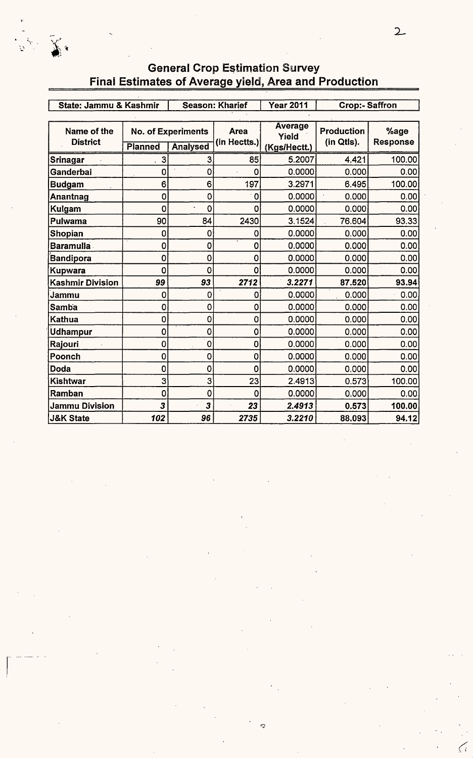# General Crop Estimation Survey
## Final Estimates of Average yield, Area and Production

| State: Jammu & Kashmir | Season: Kharief | Year 2011 | Crop:- Saffron |
|---|---|---|---|

| Name of the District | No. of Experiments | | Area (in Hectts.) | Average Yield (Kgs/Hectt.) | Production (in Qtls). | %age Response |
|---|---|---|---|---|---|---|
| | Planned | Analysed | | | | |
| Srinagar | 3 | 3 | 85 | 5.2007 | 4.421 | 100.00 |
| Ganderbal | 0 | 0 | 0 | 0.0000 | 0.000 | 0.00 |
| Budgam | 6 | 6 | 197 | 3.2971 | 6.495 | 100.00 |
| Anantnag | 0 | 0 | 0 | 0.0000 | 0.000 | 0.00 |
| Kulgam | 0 | 0 | 0 | 0.0000 | 0.000 | 0.00 |
| Pulwama | 90 | 84 | 2430 | 3.1524 | 76.604 | 93.33 |
| Shopian | 0 | 0 | 0 | 0.0000 | 0.000 | 0.00 |
| Baramulla | 0 | 0 | 0 | 0.0000 | 0.000 | 0.00 |
| Bandipora | 0 | 0 | 0 | 0.0000 | 0.000 | 0.00 |
| Kupwara | 0 | 0 | 0 | 0.0000 | 0.000 | 0.00 |
| **Kashmir Division** | ***99*** | ***93*** | ***2712*** | ***3.2271*** | **87.520** | **93.94** |
| Jammu | 0 | 0 | 0 | 0.0000 | 0.000 | 0.00 |
| Samba | 0 | 0 | 0 | 0.0000 | 0.000 | 0.00 |
| Kathua | 0 | 0 | 0 | 0.0000 | 0.000 | 0.00 |
| Udhampur | 0 | 0 | 0 | 0.0000 | 0.000 | 0.00 |
| Rajouri | 0 | 0 | 0 | 0.0000 | 0.000 | 0.00 |
| Poonch | 0 | 0 | 0 | 0.0000 | 0.000 | 0.00 |
| Doda | 0 | 0 | 0 | 0.0000 | 0.000 | 0.00 |
| Kishtwar | 3 | 3 | 23 | 2.4913 | 0.573 | 100.00 |
| Ramban | 0 | 0 | 0 | 0.0000 | 0.000 | 0.00 |
| **Jammu Division** | ***3*** | ***3*** | ***23*** | ***2.4913*** | **0.573** | **100.00** |
| **J&K State** | ***102*** | ***96*** | ***2735*** | ***3.2210*** | **88.093** | **94.12** |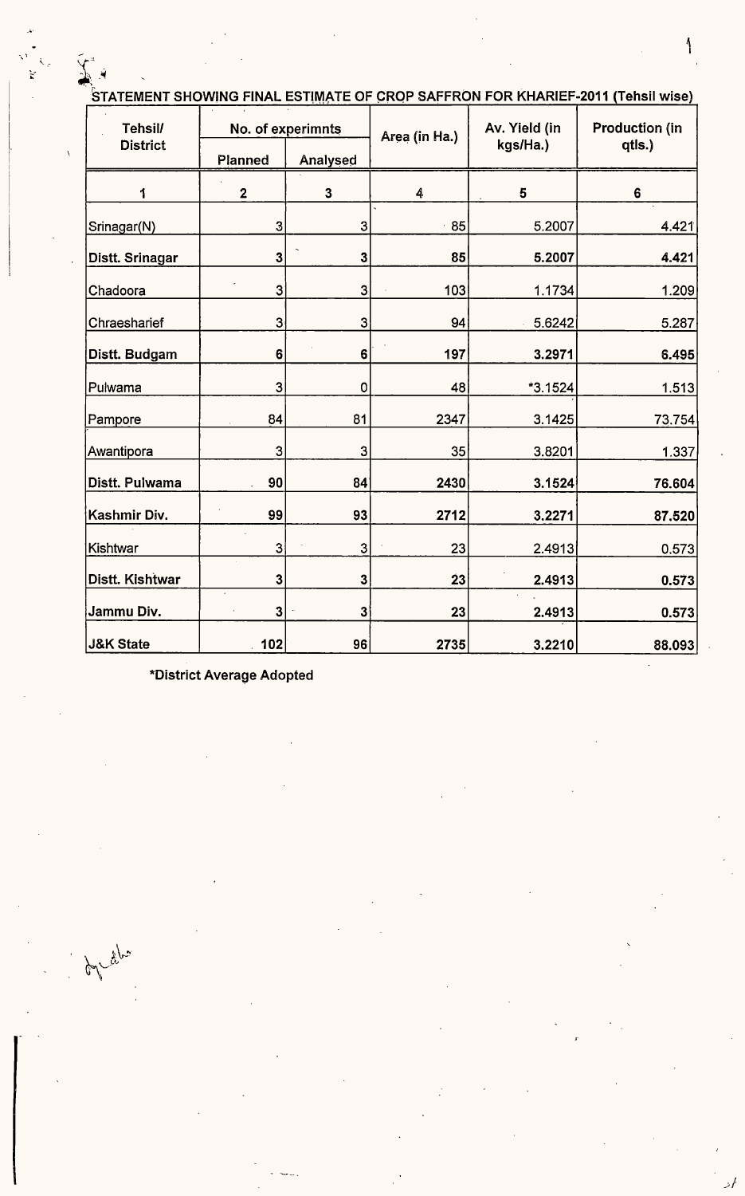## STATEMENT SHOWING FINAL ESTIMATE OF CROP SAFFRON FOR KHARIEF-2011 (Tehsil wise)

| Tehsil/ District | No. of experimnts | | Area (in Ha.) | Av. Yield (in kgs/Ha.) | Production (in qtls.) |
|---|---|---|---|---|---|
| | Planned | Analysed | | | |
| 1 | 2 | 3 | 4 | 5 | 6 |
| Srinagar(N) | 3 | 3 | 85 | 5.2007 | 4.421 |
| **Distt. Srinagar** | **3** | **3** | **85** | **5.2007** | **4.421** |
| Chadoora | 3 | 3 | 103 | 1.1734 | 1.209 |
| Chraesharief | 3 | 3 | 94 | 5.6242 | 5.287 |
| **Distt. Budgam** | **6** | **6** | **197** | **3.2971** | **6.495** |
| Pulwama | 3 | 0 | 48 | *3.1524 | 1.513 |
| Pampore | 84 | 81 | 2347 | 3.1425 | 73.754 |
| Awantipora | 3 | 3 | 35 | 3.8201 | 1.337 |
| **Distt. Pulwama** | **90** | **84** | **2430** | **3.1524** | **76.604** |
| **Kashmir Div.** | **99** | **93** | **2712** | **3.2271** | **87.520** |
| Kishtwar | 3 | 3 | 23 | 2.4913 | 0.573 |
| **Distt. Kishtwar** | **3** | **3** | **23** | **2.4913** | **0.573** |
| **Jammu Div.** | **3** | **3** | **23** | **2.4913** | **0.573** |
| **J&K State** | **102** | **96** | **2735** | **3.2210** | **88.093** |

**\*District Average Adopted**